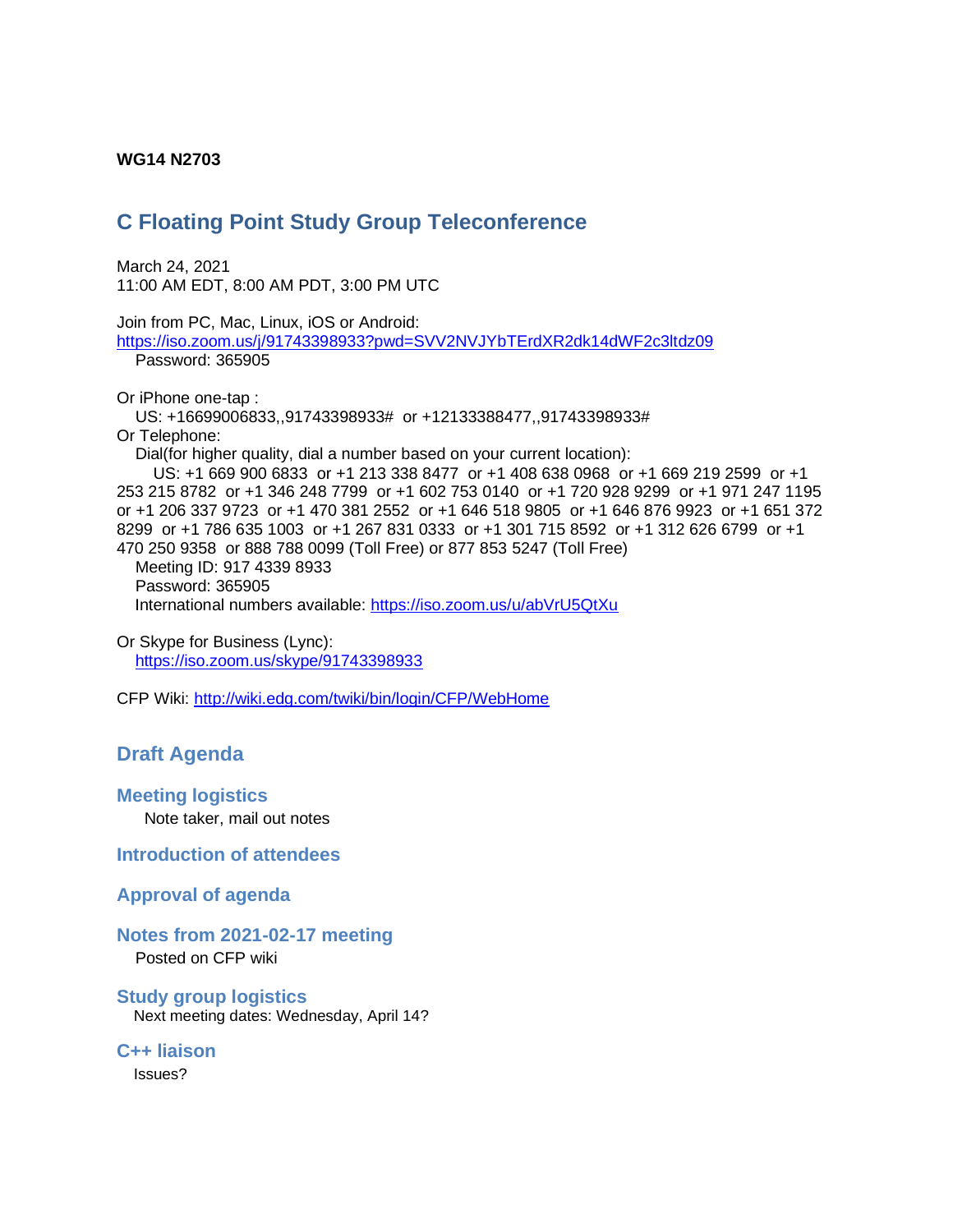**WG14 N2703**

# C Floating Point Study Group Teleconference

March 24, 2021
11:00 AM EDT, 8:00 AM PDT, 3:00 PM UTC

Join from PC, Mac, Linux, iOS or Android:
https://iso.zoom.us/j/91743398933?pwd=SVV2NVJYbTErdXR2dk14dWF2c3ltdz09
Password: 365905

Or iPhone one-tap :
US: +16699006833,,91743398933# or +12133388477,,91743398933#
Or Telephone:
Dial(for higher quality, dial a number based on your current location):
US: +1 669 900 6833 or +1 213 338 8477 or +1 408 638 0968 or +1 669 219 2599 or +1 253 215 8782 or +1 346 248 7799 or +1 602 753 0140 or +1 720 928 9299 or +1 971 247 1195 or +1 206 337 9723 or +1 470 381 2552 or +1 646 518 9805 or +1 646 876 9923 or +1 651 372 8299 or +1 786 635 1003 or +1 267 831 0333 or +1 301 715 8592 or +1 312 626 6799 or +1 470 250 9358 or 888 788 0099 (Toll Free) or 877 853 5247 (Toll Free)
Meeting ID: 917 4339 8933
Password: 365905
International numbers available: https://iso.zoom.us/u/abVrU5QtXu

Or Skype for Business (Lync):
https://iso.zoom.us/skype/91743398933

CFP Wiki: http://wiki.edg.com/twiki/bin/login/CFP/WebHome

## Draft Agenda

### Meeting logistics

Note taker, mail out notes

### Introduction of attendees

### Approval of agenda

### Notes from 2021-02-17 meeting

Posted on CFP wiki

### Study group logistics

Next meeting dates: Wednesday, April 14?

### C++ liaison

Issues?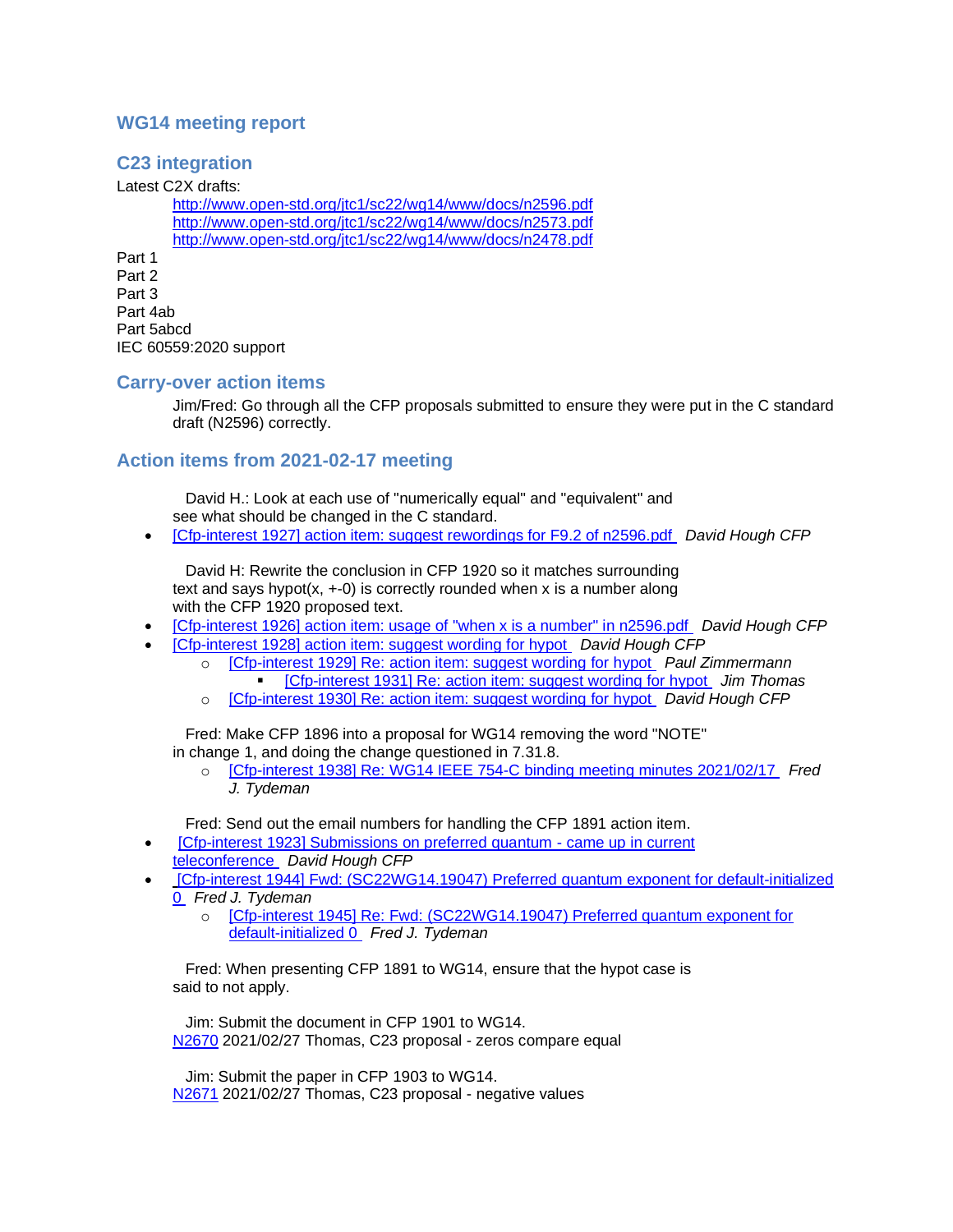## WG14 meeting report

## C23 integration

Latest C2X drafts:

http://www.open-std.org/jtc1/sc22/wg14/www/docs/n2596.pdf
http://www.open-std.org/jtc1/sc22/wg14/www/docs/n2573.pdf
http://www.open-std.org/jtc1/sc22/wg14/www/docs/n2478.pdf

Part 1
Part 2
Part 3
Part 4ab
Part 5abcd
IEC 60559:2020 support

## Carry-over action items

Jim/Fred: Go through all the CFP proposals submitted to ensure they were put in the C standard draft (N2596) correctly.

## Action items from 2021-02-17 meeting

David H.: Look at each use of "numerically equal" and "equivalent" and see what should be changed in the C standard.

- [Cfp-interest 1927] action item: suggest rewordings for F9.2 of n2596.pdf *David Hough CFP*

David H: Rewrite the conclusion in CFP 1920 so it matches surrounding text and says hypot(x, +-0) is correctly rounded when x is a number along with the CFP 1920 proposed text.

- [Cfp-interest 1926] action item: usage of "when x is a number" in n2596.pdf *David Hough CFP*
- [Cfp-interest 1928] action item: suggest wording for hypot *David Hough CFP*
  - [Cfp-interest 1929] Re: action item: suggest wording for hypot *Paul Zimmermann*
    - [Cfp-interest 1931] Re: action item: suggest wording for hypot *Jim Thomas*
  - [Cfp-interest 1930] Re: action item: suggest wording for hypot *David Hough CFP*

Fred: Make CFP 1896 into a proposal for WG14 removing the word "NOTE" in change 1, and doing the change questioned in 7.31.8.

- [Cfp-interest 1938] Re: WG14 IEEE 754-C binding meeting minutes 2021/02/17 *Fred J. Tydeman*

Fred: Send out the email numbers for handling the CFP 1891 action item.

- [Cfp-interest 1923] Submissions on preferred quantum - came up in current teleconference *David Hough CFP*
- [Cfp-interest 1944] Fwd: (SC22WG14.19047) Preferred quantum exponent for default-initialized 0 *Fred J. Tydeman*
  - [Cfp-interest 1945] Re: Fwd: (SC22WG14.19047) Preferred quantum exponent for default-initialized 0 *Fred J. Tydeman*

Fred: When presenting CFP 1891 to WG14, ensure that the hypot case is said to not apply.

Jim: Submit the document in CFP 1901 to WG14.
N2670 2021/02/27 Thomas, C23 proposal - zeros compare equal

Jim: Submit the paper in CFP 1903 to WG14.
N2671 2021/02/27 Thomas, C23 proposal - negative values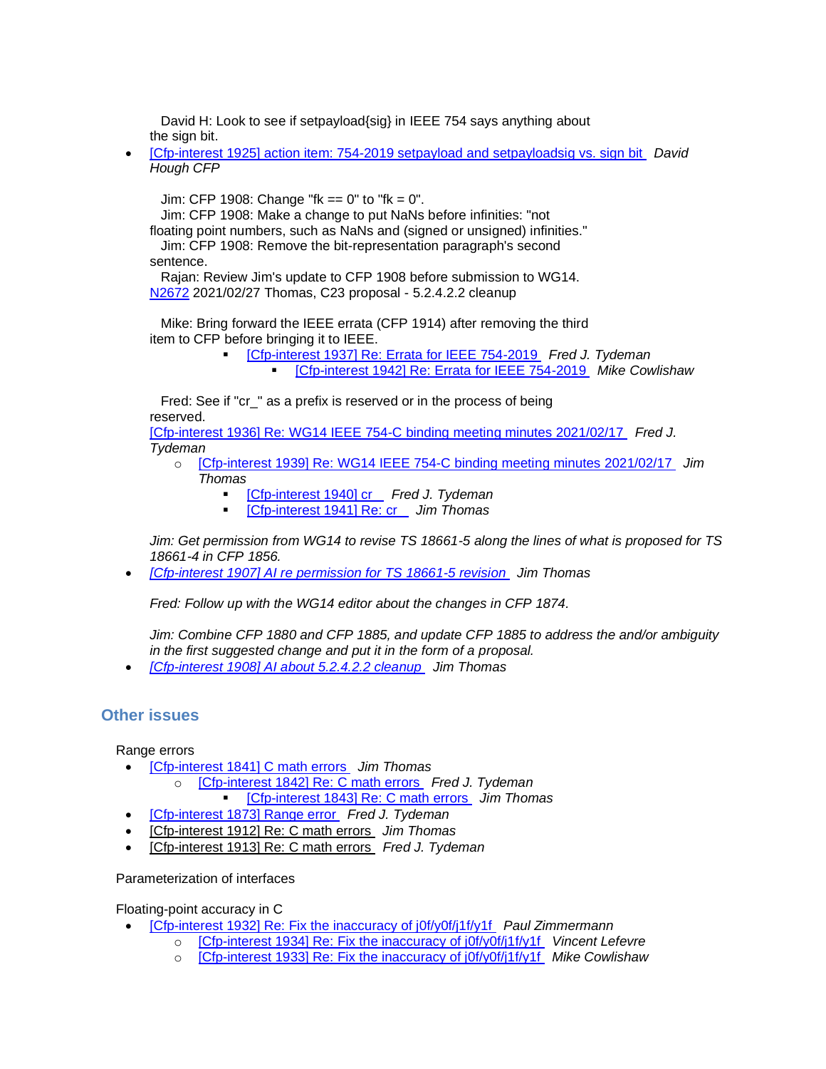David H: Look to see if setpayload{sig} in IEEE 754 says anything about the sign bit.

- [Cfp-interest 1925] action item: 754-2019 setpayload and setpayloadsig vs. sign bit *David Hough CFP*

Jim: CFP 1908: Change "fk == 0" to "fk = 0".
Jim: CFP 1908: Make a change to put NaNs before infinities: "not floating point numbers, such as NaNs and (signed or unsigned) infinities."
Jim: CFP 1908: Remove the bit-representation paragraph's second sentence.
Rajan: Review Jim's update to CFP 1908 before submission to WG14.
N2672 2021/02/27 Thomas, C23 proposal - 5.2.4.2.2 cleanup

Mike: Bring forward the IEEE errata (CFP 1914) after removing the third item to CFP before bringing it to IEEE.

- [Cfp-interest 1937] Re: Errata for IEEE 754-2019 *Fred J. Tydeman*
    - [Cfp-interest 1942] Re: Errata for IEEE 754-2019 *Mike Cowlishaw*

Fred: See if "cr_" as a prefix is reserved or in the process of being reserved.
[Cfp-interest 1936] Re: WG14 IEEE 754-C binding meeting minutes 2021/02/17 *Fred J. Tydeman*

- [Cfp-interest 1939] Re: WG14 IEEE 754-C binding meeting minutes 2021/02/17 *Jim Thomas*
    - [Cfp-interest 1940] cr *Fred J. Tydeman*
    - [Cfp-interest 1941] Re: cr *Jim Thomas*

*Jim: Get permission from WG14 to revise TS 18661-5 along the lines of what is proposed for TS 18661-4 in CFP 1856.*

- *[Cfp-interest 1907] AI re permission for TS 18661-5 revision* *Jim Thomas*

*Fred: Follow up with the WG14 editor about the changes in CFP 1874.*

*Jim: Combine CFP 1880 and CFP 1885, and update CFP 1885 to address the and/or ambiguity in the first suggested change and put it in the form of a proposal.*

- *[Cfp-interest 1908] AI about 5.2.4.2.2 cleanup* *Jim Thomas*

## Other issues

Range errors

- [Cfp-interest 1841] C math errors *Jim Thomas*
    - [Cfp-interest 1842] Re: C math errors *Fred J. Tydeman*
        - [Cfp-interest 1843] Re: C math errors *Jim Thomas*
- [Cfp-interest 1873] Range error *Fred J. Tydeman*
- [Cfp-interest 1912] Re: C math errors *Jim Thomas*
- [Cfp-interest 1913] Re: C math errors *Fred J. Tydeman*

Parameterization of interfaces

Floating-point accuracy in C

- [Cfp-interest 1932] Re: Fix the inaccuracy of j0f/y0f/j1f/y1f *Paul Zimmermann*
    - [Cfp-interest 1934] Re: Fix the inaccuracy of j0f/y0f/j1f/y1f *Vincent Lefevre*
    - [Cfp-interest 1933] Re: Fix the inaccuracy of j0f/y0f/j1f/y1f *Mike Cowlishaw*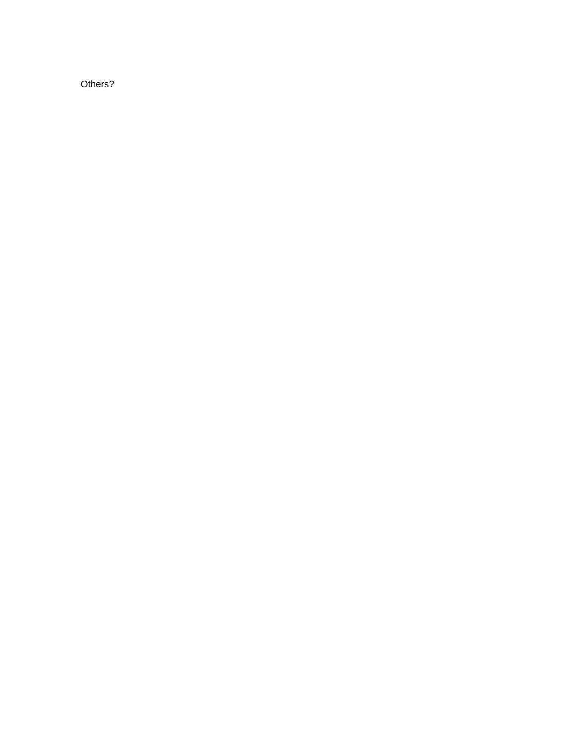Others?